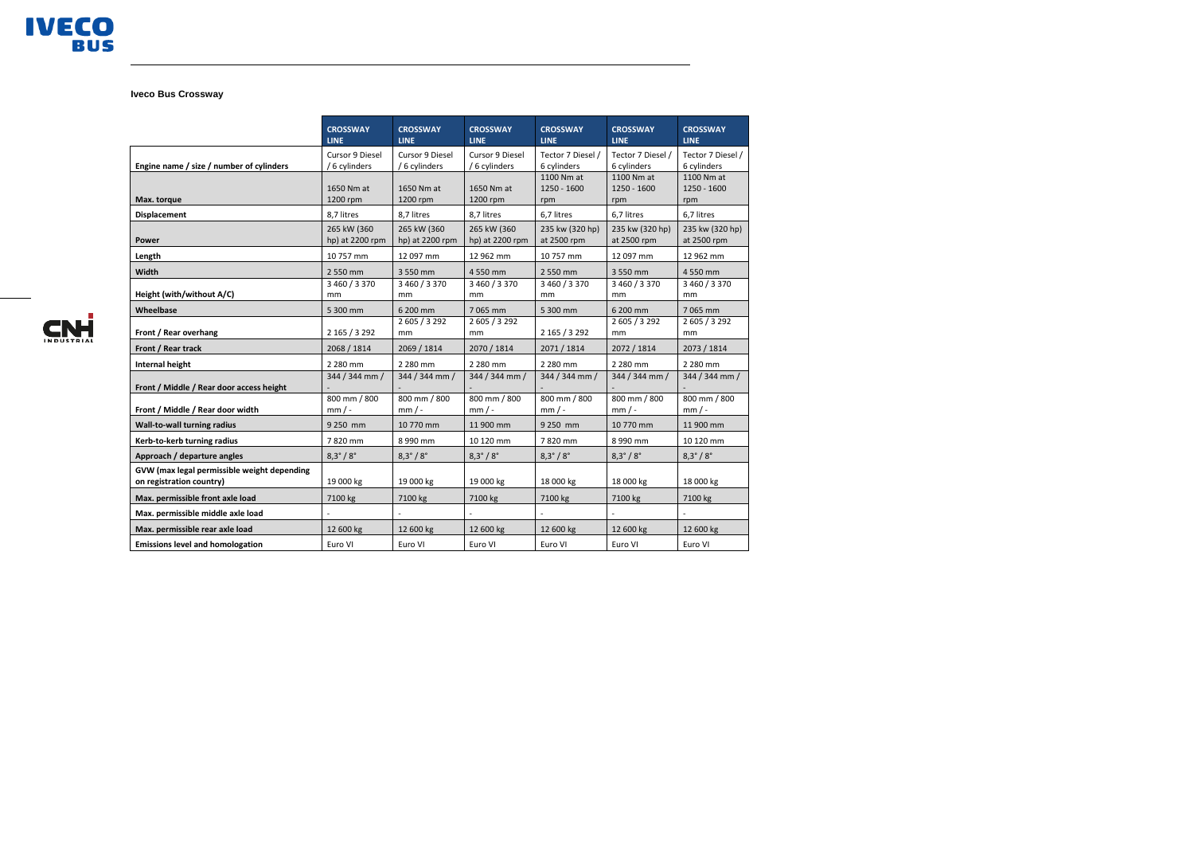**Iveco Bus Crossway**

| | CROSSWAY LINE | CROSSWAY LINE | CROSSWAY LINE | CROSSWAY LINE | CROSSWAY LINE | CROSSWAY LINE |
|---|---|---|---|---|---|---|
| **Engine name / size / number of cylinders** | Cursor 9 Diesel / 6 cylinders | Cursor 9 Diesel / 6 cylinders | Cursor 9 Diesel / 6 cylinders | Tector 7 Diesel / 6 cylinders | Tector 7 Diesel / 6 cylinders | Tector 7 Diesel / 6 cylinders |
| **Max. torque** | 1650 Nm at 1200 rpm | 1650 Nm at 1200 rpm | 1650 Nm at 1200 rpm | 1100 Nm at 1250 - 1600 rpm | 1100 Nm at 1250 - 1600 rpm | 1100 Nm at 1250 - 1600 rpm |
| **Displacement** | 8,7 litres | 8,7 litres | 8,7 litres | 6,7 litres | 6,7 litres | 6,7 litres |
| **Power** | 265 kW (360 hp) at 2200 rpm | 265 kW (360 hp) at 2200 rpm | 265 kW (360 hp) at 2200 rpm | 235 kw (320 hp) at 2500 rpm | 235 kw (320 hp) at 2500 rpm | 235 kw (320 hp) at 2500 rpm |
| **Length** | 10 757 mm | 12 097 mm | 12 962 mm | 10 757 mm | 12 097 mm | 12 962 mm |
| **Width** | 2 550 mm | 3 550 mm | 4 550 mm | 2 550 mm | 3 550 mm | 4 550 mm |
| **Height (with/without A/C)** | 3 460 / 3 370 mm | 3 460 / 3 370 mm | 3 460 / 3 370 mm | 3 460 / 3 370 mm | 3 460 / 3 370 mm | 3 460 / 3 370 mm |
| **Wheelbase** | 5 300 mm | 6 200 mm | 7 065 mm | 5 300 mm | 6 200 mm | 7 065 mm |
| **Front / Rear overhang** | 2 165 / 3 292 | 2 605 / 3 292 mm | 2 605 / 3 292 mm | 2 165 / 3 292 | 2 605 / 3 292 mm | 2 605 / 3 292 mm |
| **Front / Rear track** | 2068 / 1814 | 2069 / 1814 | 2070 / 1814 | 2071 / 1814 | 2072 / 1814 | 2073 / 1814 |
| **Internal height** | 2 280 mm | 2 280 mm | 2 280 mm | 2 280 mm | 2 280 mm | 2 280 mm |
| **Front / Middle / Rear door access height** | 344 / 344 mm / - | 344 / 344 mm / - | 344 / 344 mm / - | 344 / 344 mm / - | 344 / 344 mm / - | 344 / 344 mm / - |
| **Front / Middle / Rear door width** | 800 mm / 800 mm / - | 800 mm / 800 mm / - | 800 mm / 800 mm / - | 800 mm / 800 mm / - | 800 mm / 800 mm / - | 800 mm / 800 mm / - |
| **Wall-to-wall turning radius** | 9 250 mm | 10 770 mm | 11 900 mm | 9 250 mm | 10 770 mm | 11 900 mm |
| **Kerb-to-kerb turning radius** | 7 820 mm | 8 990 mm | 10 120 mm | 7 820 mm | 8 990 mm | 10 120 mm |
| **Approach / departure angles** | 8,3° / 8° | 8,3° / 8° | 8,3° / 8° | 8,3° / 8° | 8,3° / 8° | 8,3° / 8° |
| **GVW (max legal permissible weight depending on registration country)** | 19 000 kg | 19 000 kg | 19 000 kg | 18 000 kg | 18 000 kg | 18 000 kg |
| **Max. permissible front axle load** | 7100 kg | 7100 kg | 7100 kg | 7100 kg | 7100 kg | 7100 kg |
| **Max. permissible middle axle load** | - | - | - | - | - | - |
| **Max. permissible rear axle load** | 12 600 kg | 12 600 kg | 12 600 kg | 12 600 kg | 12 600 kg | 12 600 kg |
| **Emissions level and homologation** | Euro VI | Euro VI | Euro VI | Euro VI | Euro VI | Euro VI |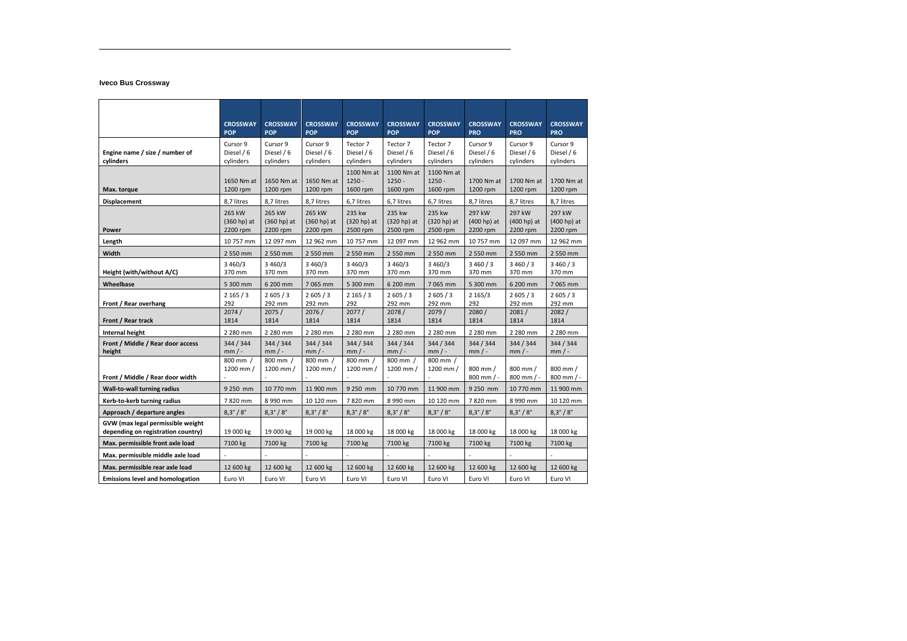**Iveco Bus Crossway**

| | CROSSWAY POP | CROSSWAY POP | CROSSWAY POP | CROSSWAY POP | CROSSWAY POP | CROSSWAY POP | CROSSWAY PRO | CROSSWAY PRO | CROSSWAY PRO |
|---|---|---|---|---|---|---|---|---|---|
| **Engine name / size / number of cylinders** | Cursor 9 Diesel / 6 cylinders | Cursor 9 Diesel / 6 cylinders | Cursor 9 Diesel / 6 cylinders | Tector 7 Diesel / 6 cylinders | Tector 7 Diesel / 6 cylinders | Tector 7 Diesel / 6 cylinders | Cursor 9 Diesel / 6 cylinders | Cursor 9 Diesel / 6 cylinders | Cursor 9 Diesel / 6 cylinders |
| **Max. torque** | 1650 Nm at 1200 rpm | 1650 Nm at 1200 rpm | 1650 Nm at 1200 rpm | 1100 Nm at 1250 - 1600 rpm | 1100 Nm at 1250 - 1600 rpm | 1100 Nm at 1250 - 1600 rpm | 1700 Nm at 1200 rpm | 1700 Nm at 1200 rpm | 1700 Nm at 1200 rpm |
| **Displacement** | 8,7 litres | 8,7 litres | 8,7 litres | 6,7 litres | 6,7 litres | 6,7 litres | 8,7 litres | 8,7 litres | 8,7 litres |
| **Power** | 265 kW (360 hp) at 2200 rpm | 265 kW (360 hp) at 2200 rpm | 265 kW (360 hp) at 2200 rpm | 235 kw (320 hp) at 2500 rpm | 235 kw (320 hp) at 2500 rpm | 235 kw (320 hp) at 2500 rpm | 297 kW (400 hp) at 2200 rpm | 297 kW (400 hp) at 2200 rpm | 297 kW (400 hp) at 2200 rpm |
| **Length** | 10 757 mm | 12 097 mm | 12 962 mm | 10 757 mm | 12 097 mm | 12 962 mm | 10 757 mm | 12 097 mm | 12 962 mm |
| **Width** | 2 550 mm | 2 550 mm | 2 550 mm | 2 550 mm | 2 550 mm | 2 550 mm | 2 550 mm | 2 550 mm | 2 550 mm |
| **Height (with/without A/C)** | 3 460/3 370 mm | 3 460/3 370 mm | 3 460/3 370 mm | 3 460/3 370 mm | 3 460/3 370 mm | 3 460/3 370 mm | 3 460 / 3 370 mm | 3 460 / 3 370 mm | 3 460 / 3 370 mm |
| **Wheelbase** | 5 300 mm | 6 200 mm | 7 065 mm | 5 300 mm | 6 200 mm | 7 065 mm | 5 300 mm | 6 200 mm | 7 065 mm |
| **Front / Rear overhang** | 2 165 / 3 292 | 2 605 / 3 292 mm | 2 605 / 3 292 mm | 2 165 / 3 292 | 2 605 / 3 292 mm | 2 605 / 3 292 mm | 2 165/3 292 | 2 605 / 3 292 mm | 2 605 / 3 292 mm |
| **Front / Rear track** | 2074 / 1814 | 2075 / 1814 | 2076 / 1814 | 2077 / 1814 | 2078 / 1814 | 2079 / 1814 | 2080 / 1814 | 2081 / 1814 | 2082 / 1814 |
| **Internal height** | 2 280 mm | 2 280 mm | 2 280 mm | 2 280 mm | 2 280 mm | 2 280 mm | 2 280 mm | 2 280 mm | 2 280 mm |
| **Front / Middle / Rear door access height** | 344 / 344 mm / - | 344 / 344 mm / - | 344 / 344 mm / - | 344 / 344 mm / - | 344 / 344 mm / - | 344 / 344 mm / - | 344 / 344 mm / - | 344 / 344 mm / - | 344 / 344 mm / - |
| **Front / Middle / Rear door width** | 800 mm / 1200 mm / - | 800 mm / 1200 mm / - | 800 mm / 1200 mm / - | 800 mm / 1200 mm / - | 800 mm / 1200 mm / - | 800 mm / 1200 mm / - | 800 mm / 800 mm / - | 800 mm / 800 mm / - | 800 mm / 800 mm / - |
| **Wall-to-wall turning radius** | 9 250 mm | 10 770 mm | 11 900 mm | 9 250 mm | 10 770 mm | 11 900 mm | 9 250 mm | 10 770 mm | 11 900 mm |
| **Kerb-to-kerb turning radius** | 7 820 mm | 8 990 mm | 10 120 mm | 7 820 mm | 8 990 mm | 10 120 mm | 7 820 mm | 8 990 mm | 10 120 mm |
| **Approach / departure angles** | 8,3° / 8° | 8,3° / 8° | 8,3° / 8° | 8,3° / 8° | 8,3° / 8° | 8,3° / 8° | 8,3° / 8° | 8,3° / 8° | 8,3° / 8° |
| **GVW (max legal permissible weight depending on registration country)** | 19 000 kg | 19 000 kg | 19 000 kg | 18 000 kg | 18 000 kg | 18 000 kg | 18 000 kg | 18 000 kg | 18 000 kg |
| **Max. permissible front axle load** | 7100 kg | 7100 kg | 7100 kg | 7100 kg | 7100 kg | 7100 kg | 7100 kg | 7100 kg | 7100 kg |
| **Max. permissible middle axle load** | - | - | - | - | - | - | - | - | - |
| **Max. permissible rear axle load** | 12 600 kg | 12 600 kg | 12 600 kg | 12 600 kg | 12 600 kg | 12 600 kg | 12 600 kg | 12 600 kg | 12 600 kg |
| **Emissions level and homologation** | Euro VI | Euro VI | Euro VI | Euro VI | Euro VI | Euro VI | Euro VI | Euro VI | Euro VI |